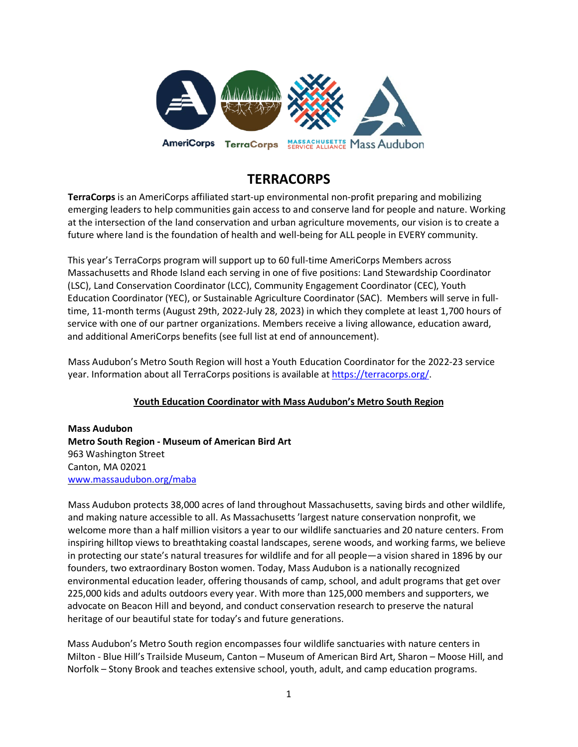AmeriCorps TerraCorps MASSACHUSETTS SERVICE ALLIANCE Mass Audubon

# TERRACORPS

**TerraCorps** is an AmeriCorps affiliated start-up environmental non-profit preparing and mobilizing emerging leaders to help communities gain access to and conserve land for people and nature. Working at the intersection of the land conservation and urban agriculture movements, our vision is to create a future where land is the foundation of health and well-being for ALL people in EVERY community.

This year's TerraCorps program will support up to 60 full-time AmeriCorps Members across Massachusetts and Rhode Island each serving in one of five positions: Land Stewardship Coordinator (LSC), Land Conservation Coordinator (LCC), Community Engagement Coordinator (CEC), Youth Education Coordinator (YEC), or Sustainable Agriculture Coordinator (SAC). Members will serve in full-time, 11-month terms (August 29th, 2022-July 28, 2023) in which they complete at least 1,700 hours of service with one of our partner organizations. Members receive a living allowance, education award, and additional AmeriCorps benefits (see full list at end of announcement).

Mass Audubon's Metro South Region will host a Youth Education Coordinator for the 2022-23 service year. Information about all TerraCorps positions is available at https://terracorps.org/.

## Youth Education Coordinator with Mass Audubon's Metro South Region

**Mass Audubon**
**Metro South Region - Museum of American Bird Art**
963 Washington Street
Canton, MA 02021
www.massaudubon.org/maba

Mass Audubon protects 38,000 acres of land throughout Massachusetts, saving birds and other wildlife, and making nature accessible to all. As Massachusetts 'largest nature conservation nonprofit, we welcome more than a half million visitors a year to our wildlife sanctuaries and 20 nature centers. From inspiring hilltop views to breathtaking coastal landscapes, serene woods, and working farms, we believe in protecting our state's natural treasures for wildlife and for all people—a vision shared in 1896 by our founders, two extraordinary Boston women. Today, Mass Audubon is a nationally recognized environmental education leader, offering thousands of camp, school, and adult programs that get over 225,000 kids and adults outdoors every year. With more than 125,000 members and supporters, we advocate on Beacon Hill and beyond, and conduct conservation research to preserve the natural heritage of our beautiful state for today's and future generations.

Mass Audubon's Metro South region encompasses four wildlife sanctuaries with nature centers in Milton - Blue Hill's Trailside Museum, Canton – Museum of American Bird Art, Sharon – Moose Hill, and Norfolk – Stony Brook and teaches extensive school, youth, adult, and camp education programs.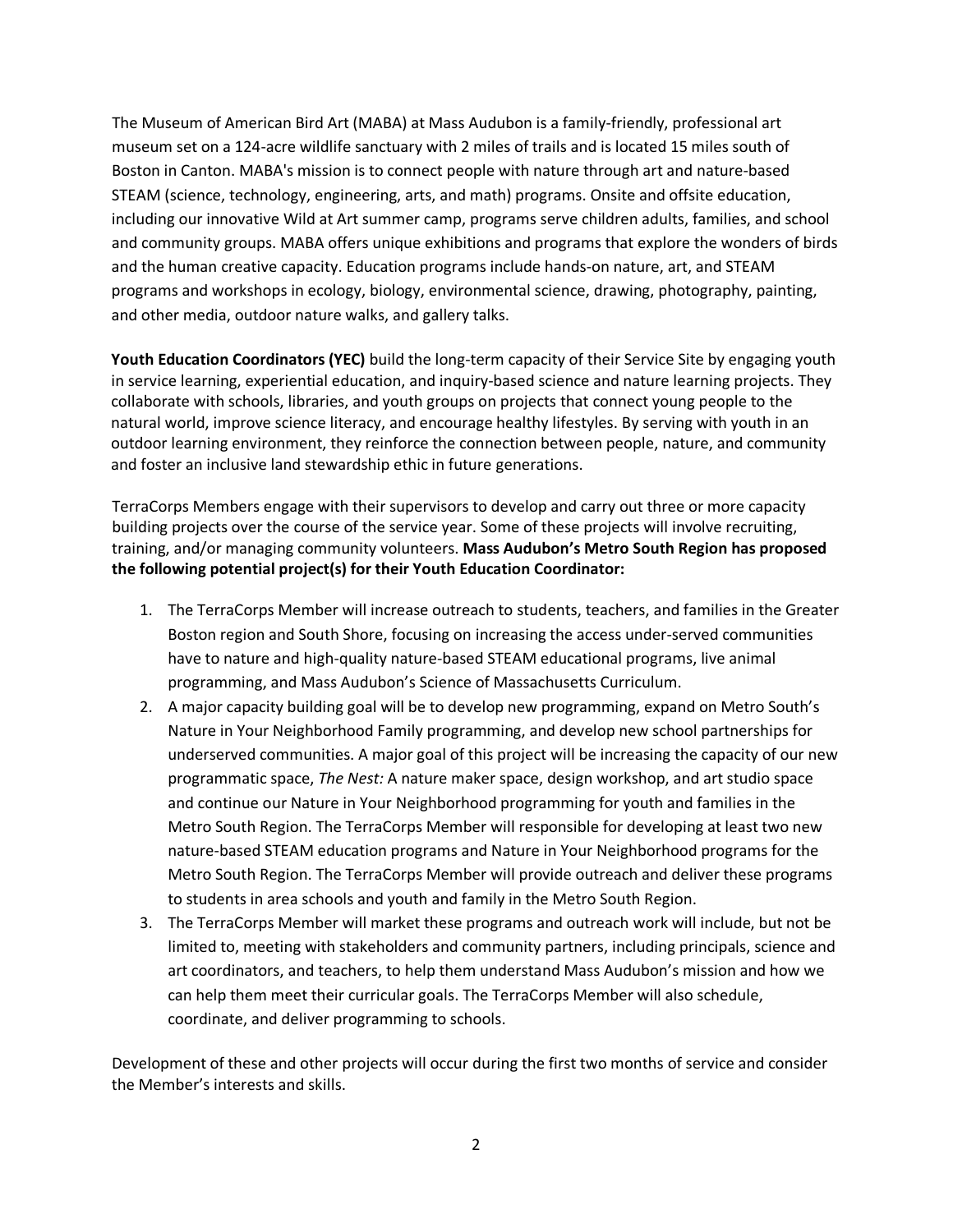The Museum of American Bird Art (MABA) at Mass Audubon is a family-friendly, professional art museum set on a 124-acre wildlife sanctuary with 2 miles of trails and is located 15 miles south of Boston in Canton. MABA's mission is to connect people with nature through art and nature-based STEAM (science, technology, engineering, arts, and math) programs. Onsite and offsite education, including our innovative Wild at Art summer camp, programs serve children adults, families, and school and community groups. MABA offers unique exhibitions and programs that explore the wonders of birds and the human creative capacity. Education programs include hands-on nature, art, and STEAM programs and workshops in ecology, biology, environmental science, drawing, photography, painting, and other media, outdoor nature walks, and gallery talks.

**Youth Education Coordinators (YEC)** build the long-term capacity of their Service Site by engaging youth in service learning, experiential education, and inquiry-based science and nature learning projects. They collaborate with schools, libraries, and youth groups on projects that connect young people to the natural world, improve science literacy, and encourage healthy lifestyles. By serving with youth in an outdoor learning environment, they reinforce the connection between people, nature, and community and foster an inclusive land stewardship ethic in future generations.

TerraCorps Members engage with their supervisors to develop and carry out three or more capacity building projects over the course of the service year. Some of these projects will involve recruiting, training, and/or managing community volunteers. **Mass Audubon's Metro South Region has proposed the following potential project(s) for their Youth Education Coordinator:**

1. The TerraCorps Member will increase outreach to students, teachers, and families in the Greater Boston region and South Shore, focusing on increasing the access under-served communities have to nature and high-quality nature-based STEAM educational programs, live animal programming, and Mass Audubon's Science of Massachusetts Curriculum.
2. A major capacity building goal will be to develop new programming, expand on Metro South's Nature in Your Neighborhood Family programming, and develop new school partnerships for underserved communities. A major goal of this project will be increasing the capacity of our new programmatic space, *The Nest:* A nature maker space, design workshop, and art studio space and continue our Nature in Your Neighborhood programming for youth and families in the Metro South Region. The TerraCorps Member will responsible for developing at least two new nature-based STEAM education programs and Nature in Your Neighborhood programs for the Metro South Region. The TerraCorps Member will provide outreach and deliver these programs to students in area schools and youth and family in the Metro South Region.
3. The TerraCorps Member will market these programs and outreach work will include, but not be limited to, meeting with stakeholders and community partners, including principals, science and art coordinators, and teachers, to help them understand Mass Audubon's mission and how we can help them meet their curricular goals. The TerraCorps Member will also schedule, coordinate, and deliver programming to schools.

Development of these and other projects will occur during the first two months of service and consider the Member's interests and skills.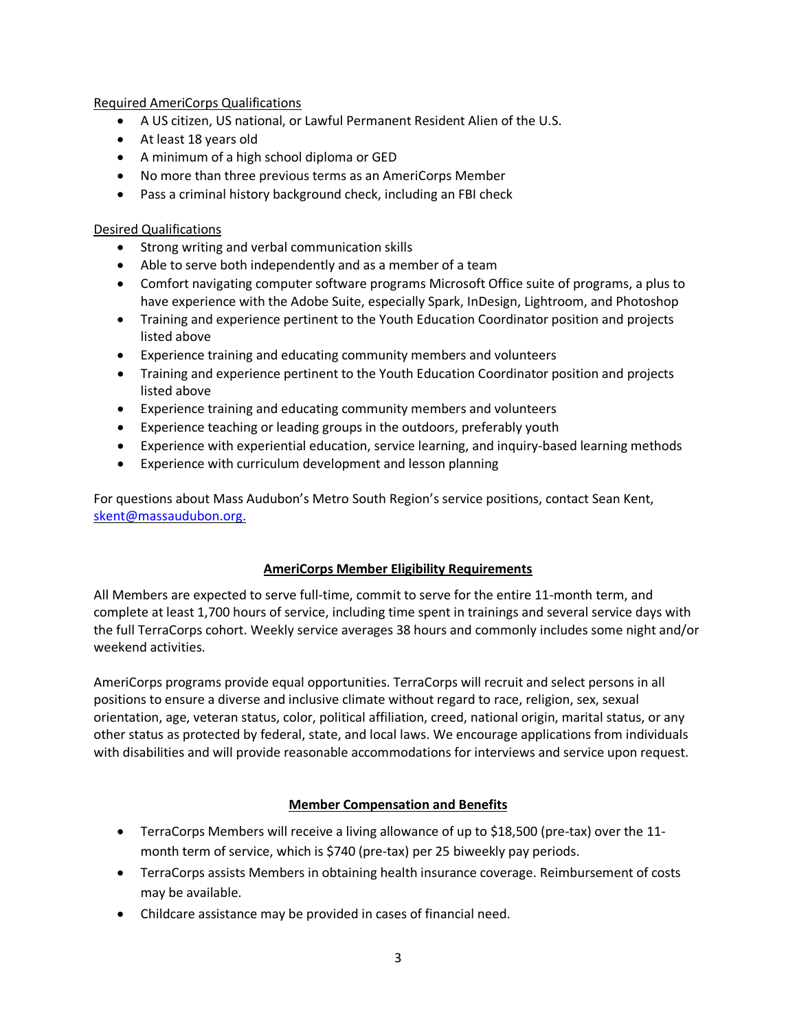Required AmeriCorps Qualifications

- A US citizen, US national, or Lawful Permanent Resident Alien of the U.S.
- At least 18 years old
- A minimum of a high school diploma or GED
- No more than three previous terms as an AmeriCorps Member
- Pass a criminal history background check, including an FBI check

Desired Qualifications

- Strong writing and verbal communication skills
- Able to serve both independently and as a member of a team
- Comfort navigating computer software programs Microsoft Office suite of programs, a plus to have experience with the Adobe Suite, especially Spark, InDesign, Lightroom, and Photoshop
- Training and experience pertinent to the Youth Education Coordinator position and projects listed above
- Experience training and educating community members and volunteers
- Training and experience pertinent to the Youth Education Coordinator position and projects listed above
- Experience training and educating community members and volunteers
- Experience teaching or leading groups in the outdoors, preferably youth
- Experience with experiential education, service learning, and inquiry-based learning methods
- Experience with curriculum development and lesson planning

For questions about Mass Audubon's Metro South Region's service positions, contact Sean Kent, [skent@massaudubon.org.](mailto:skent@massaudubon.org)

## AmeriCorps Member Eligibility Requirements

All Members are expected to serve full-time, commit to serve for the entire 11-month term, and complete at least 1,700 hours of service, including time spent in trainings and several service days with the full TerraCorps cohort. Weekly service averages 38 hours and commonly includes some night and/or weekend activities.

AmeriCorps programs provide equal opportunities. TerraCorps will recruit and select persons in all positions to ensure a diverse and inclusive climate without regard to race, religion, sex, sexual orientation, age, veteran status, color, political affiliation, creed, national origin, marital status, or any other status as protected by federal, state, and local laws. We encourage applications from individuals with disabilities and will provide reasonable accommodations for interviews and service upon request.

## Member Compensation and Benefits

- TerraCorps Members will receive a living allowance of up to $18,500 (pre-tax) over the 11-month term of service, which is $740 (pre-tax) per 25 biweekly pay periods.
- TerraCorps assists Members in obtaining health insurance coverage. Reimbursement of costs may be available.
- Childcare assistance may be provided in cases of financial need.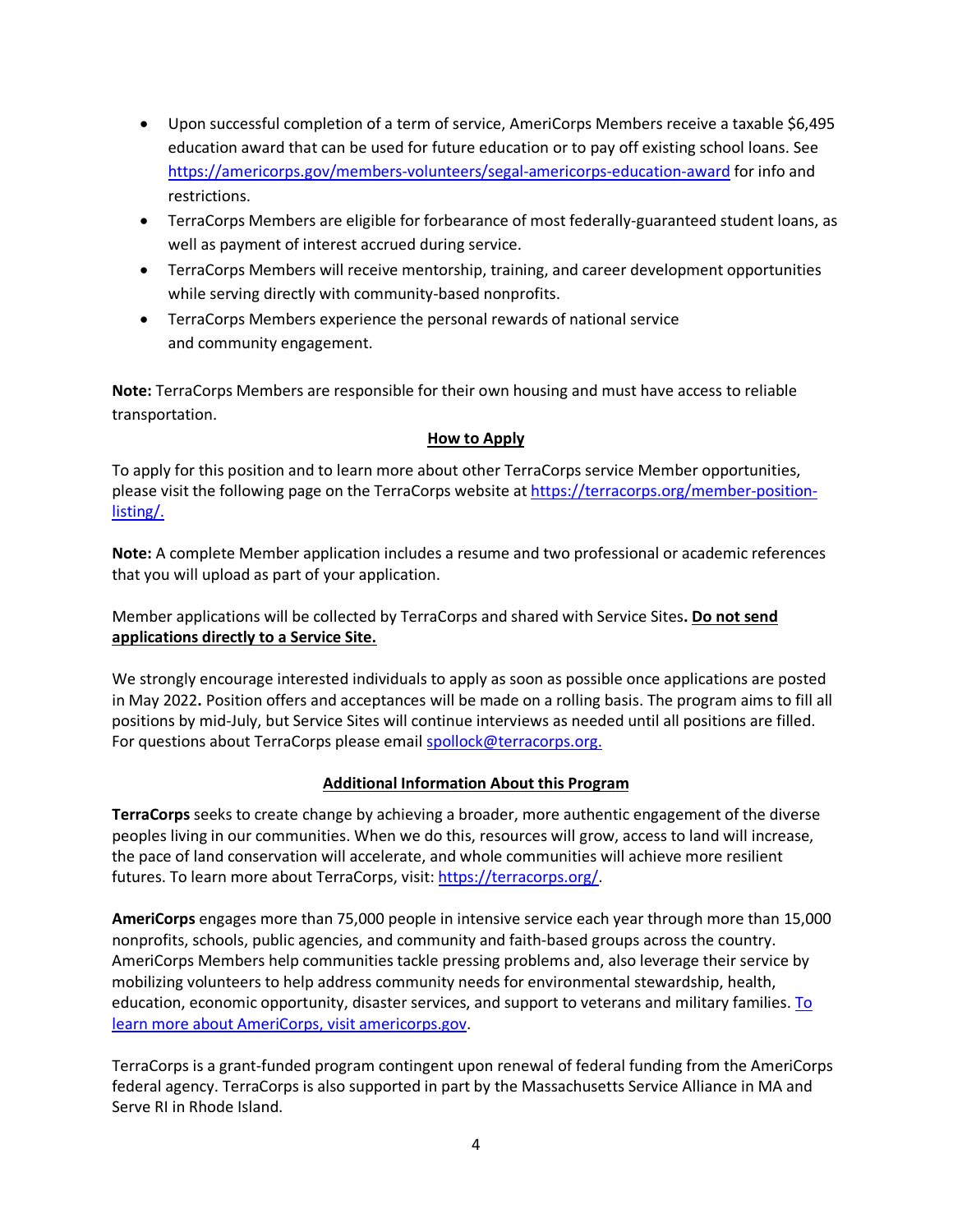- Upon successful completion of a term of service, AmeriCorps Members receive a taxable $6,495 education award that can be used for future education or to pay off existing school loans. See [https://americorps.gov/members-volunteers/segal-americorps-education-award](https://americorps.gov/members-volunteers/segal-americorps-education-award) for info and restrictions.
- TerraCorps Members are eligible for forbearance of most federally-guaranteed student loans, as well as payment of interest accrued during service.
- TerraCorps Members will receive mentorship, training, and career development opportunities while serving directly with community-based nonprofits.
- TerraCorps Members experience the personal rewards of national service and community engagement.

**Note:** TerraCorps Members are responsible for their own housing and must have access to reliable transportation.

## How to Apply

To apply for this position and to learn more about other TerraCorps service Member opportunities, please visit the following page on the TerraCorps website at [https://terracorps.org/member-position-listing/.](https://terracorps.org/member-position-listing/)

**Note:** A complete Member application includes a resume and two professional or academic references that you will upload as part of your application.

Member applications will be collected by TerraCorps and shared with Service Sites**. Do not send applications directly to a Service Site.**

We strongly encourage interested individuals to apply as soon as possible once applications are posted in May 2022**.** Position offers and acceptances will be made on a rolling basis. The program aims to fill all positions by mid-July, but Service Sites will continue interviews as needed until all positions are filled. For questions about TerraCorps please email [spollock@terracorps.org.](mailto:spollock@terracorps.org)

## Additional Information About this Program

**TerraCorps** seeks to create change by achieving a broader, more authentic engagement of the diverse peoples living in our communities. When we do this, resources will grow, access to land will increase, the pace of land conservation will accelerate, and whole communities will achieve more resilient futures. To learn more about TerraCorps, visit: [https://terracorps.org/](https://terracorps.org/).

**AmeriCorps** engages more than 75,000 people in intensive service each year through more than 15,000 nonprofits, schools, public agencies, and community and faith-based groups across the country. AmeriCorps Members help communities tackle pressing problems and, also leverage their service by mobilizing volunteers to help address community needs for environmental stewardship, health, education, economic opportunity, disaster services, and support to veterans and military families. [To learn more about AmeriCorps, visit americorps.gov](https://americorps.gov).

TerraCorps is a grant-funded program contingent upon renewal of federal funding from the AmeriCorps federal agency. TerraCorps is also supported in part by the Massachusetts Service Alliance in MA and Serve RI in Rhode Island.